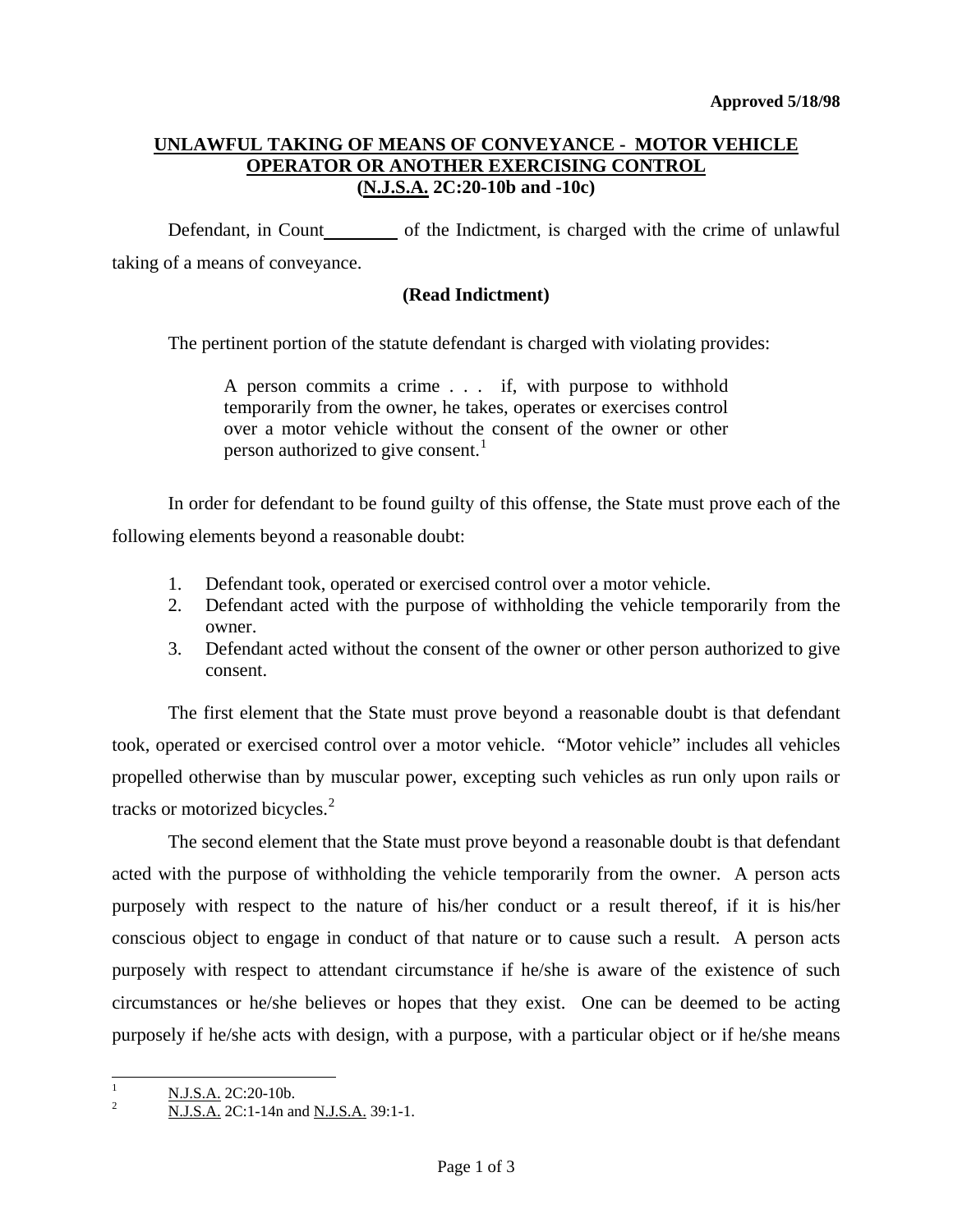**Approved 5/18/98**

# UNLAWFUL TAKING OF MEANS OF CONVEYANCE - MOTOR VEHICLE OPERATOR OR ANOTHER EXERCISING CONTROL (N.J.S.A. 2C:20-10b and -10c)

Defendant, in Count________ of the Indictment, is charged with the crime of unlawful taking of a means of conveyance.

**(Read Indictment)**

The pertinent portion of the statute defendant is charged with violating provides:

> A person commits a crime . . . if, with purpose to withhold temporarily from the owner, he takes, operates or exercises control over a motor vehicle without the consent of the owner or other person authorized to give consent.[1]

In order for defendant to be found guilty of this offense, the State must prove each of the following elements beyond a reasonable doubt:

1. Defendant took, operated or exercised control over a motor vehicle.
2. Defendant acted with the purpose of withholding the vehicle temporarily from the owner.
3. Defendant acted without the consent of the owner or other person authorized to give consent.

The first element that the State must prove beyond a reasonable doubt is that defendant took, operated or exercised control over a motor vehicle. "Motor vehicle" includes all vehicles propelled otherwise than by muscular power, excepting such vehicles as run only upon rails or tracks or motorized bicycles.[2]

The second element that the State must prove beyond a reasonable doubt is that defendant acted with the purpose of withholding the vehicle temporarily from the owner. A person acts purposely with respect to the nature of his/her conduct or a result thereof, if it is his/her conscious object to engage in conduct of that nature or to cause such a result. A person acts purposely with respect to attendant circumstance if he/she is aware of the existence of such circumstances or he/she believes or hopes that they exist. One can be deemed to be acting purposely if he/she acts with design, with a purpose, with a particular object or if he/she means

---

[1] N.J.S.A. 2C:20-10b.

[2] N.J.S.A. 2C:1-14n and N.J.S.A. 39:1-1.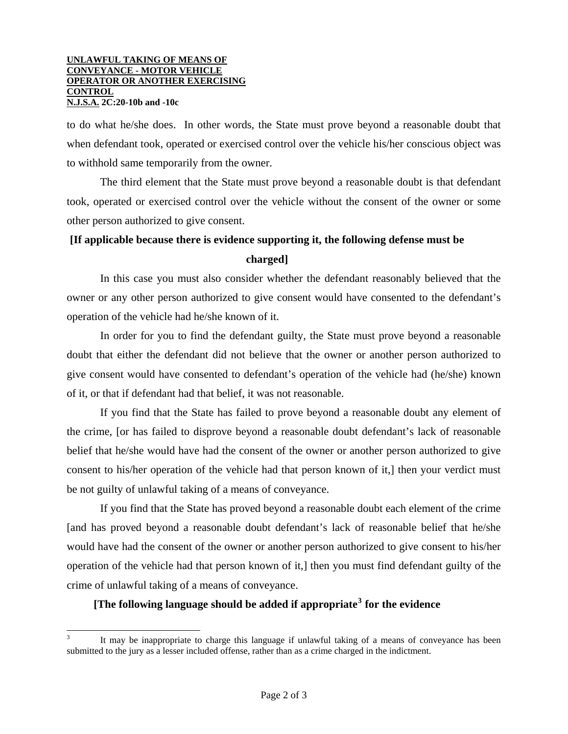to do what he/she does. In other words, the State must prove beyond a reasonable doubt that when defendant took, operated or exercised control over the vehicle his/her conscious object was to withhold same temporarily from the owner.

The third element that the State must prove beyond a reasonable doubt is that defendant took, operated or exercised control over the vehicle without the consent of the owner or some other person authorized to give consent.

**[If applicable because there is evidence supporting it, the following defense must be charged]**

In this case you must also consider whether the defendant reasonably believed that the owner or any other person authorized to give consent would have consented to the defendant's operation of the vehicle had he/she known of it.

In order for you to find the defendant guilty, the State must prove beyond a reasonable doubt that either the defendant did not believe that the owner or another person authorized to give consent would have consented to defendant's operation of the vehicle had (he/she) known of it, or that if defendant had that belief, it was not reasonable.

If you find that the State has failed to prove beyond a reasonable doubt any element of the crime, [or has failed to disprove beyond a reasonable doubt defendant's lack of reasonable belief that he/she would have had the consent of the owner or another person authorized to give consent to his/her operation of the vehicle had that person known of it,] then your verdict must be not guilty of unlawful taking of a means of conveyance.

If you find that the State has proved beyond a reasonable doubt each element of the crime [and has proved beyond a reasonable doubt defendant's lack of reasonable belief that he/she would have had the consent of the owner or another person authorized to give consent to his/her operation of the vehicle had that person known of it,] then you must find defendant guilty of the crime of unlawful taking of a means of conveyance.

**[The following language should be added if appropriate[3] for the evidence**

---

[3] It may be inappropriate to charge this language if unlawful taking of a means of conveyance has been submitted to the jury as a lesser included offense, rather than as a crime charged in the indictment.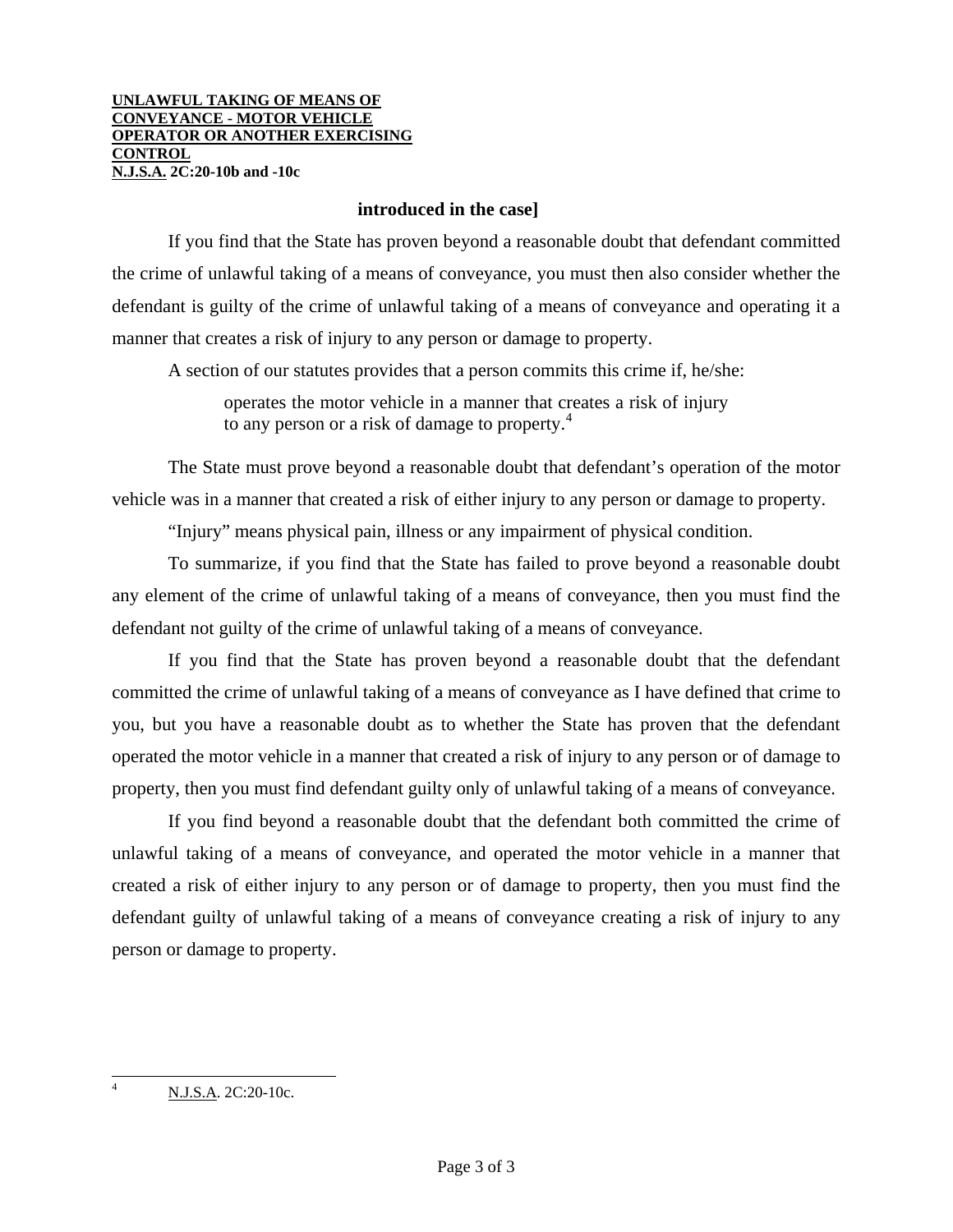**introduced in the case]**

If you find that the State has proven beyond a reasonable doubt that defendant committed the crime of unlawful taking of a means of conveyance, you must then also consider whether the defendant is guilty of the crime of unlawful taking of a means of conveyance and operating it a manner that creates a risk of injury to any person or damage to property.

A section of our statutes provides that a person commits this crime if, he/she:

> operates the motor vehicle in a manner that creates a risk of injury to any person or a risk of damage to property.[4]

The State must prove beyond a reasonable doubt that defendant's operation of the motor vehicle was in a manner that created a risk of either injury to any person or damage to property.

"Injury" means physical pain, illness or any impairment of physical condition.

To summarize, if you find that the State has failed to prove beyond a reasonable doubt any element of the crime of unlawful taking of a means of conveyance, then you must find the defendant not guilty of the crime of unlawful taking of a means of conveyance.

If you find that the State has proven beyond a reasonable doubt that the defendant committed the crime of unlawful taking of a means of conveyance as I have defined that crime to you, but you have a reasonable doubt as to whether the State has proven that the defendant operated the motor vehicle in a manner that created a risk of injury to any person or of damage to property, then you must find defendant guilty only of unlawful taking of a means of conveyance.

If you find beyond a reasonable doubt that the defendant both committed the crime of unlawful taking of a means of conveyance, and operated the motor vehicle in a manner that created a risk of either injury to any person or of damage to property, then you must find the defendant guilty of unlawful taking of a means of conveyance creating a risk of injury to any person or damage to property.

---

[4] N.J.S.A. 2C:20-10c.